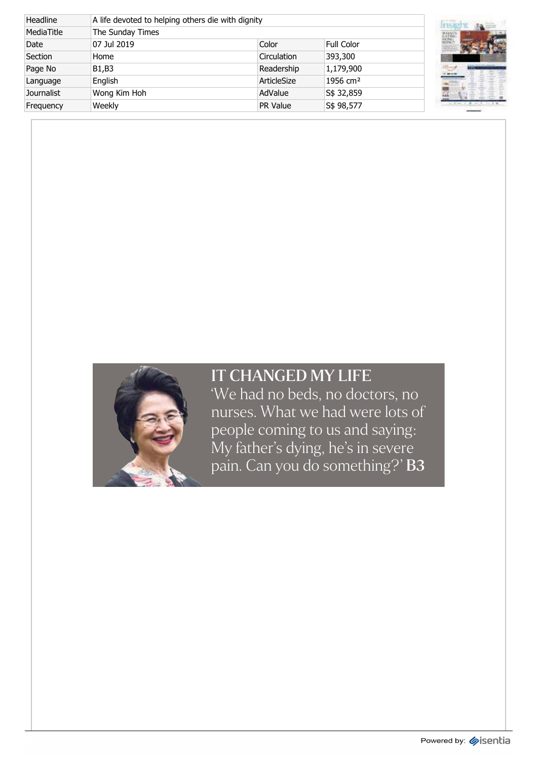| Headline | A life devoted to helping others die with dignity | | |
| --- | --- | --- | --- |
| MediaTitle | The Sunday Times | | |
| Date | 07 Jul 2019 | Color | Full Color |
| Section | Home | Circulation | 393,300 |
| Page No | B1,B3 | Readership | 1,179,900 |
| Language | English | ArticleSize | 1956 cm² |
| Journalist | Wong Kim Hoh | AdValue | S$ 32,859 |
| Frequency | Weekly | PR Value | S$ 98,577 |

## IT CHANGED MY LIFE

'We had no beds, no doctors, no nurses. What we had were lots of people coming to us and saying: My father's dying, he's in severe pain. Can you do something?' **B3**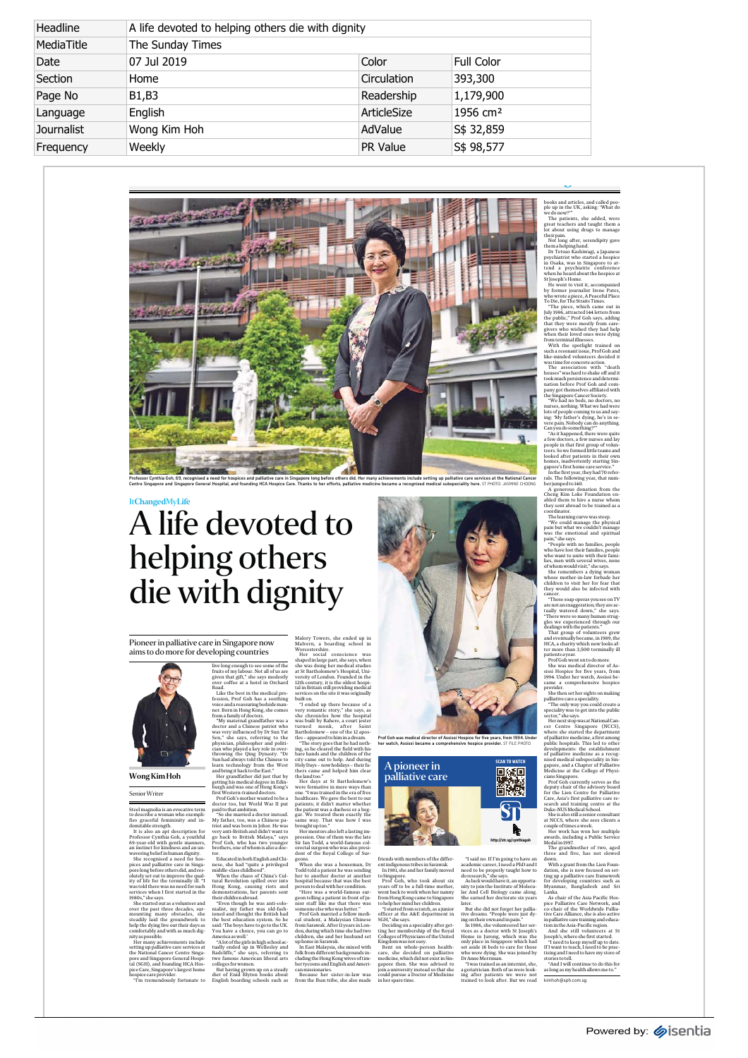| Headline | A life devoted to helping others die with dignity | | |
|---|---|---|---|
| MediaTitle | The Sunday Times | | |
| Date | 07 Jul 2019 | Color | Full Color |
| Section | Home | Circulation | 393,300 |
| Page No | B1,B3 | Readership | 1,179,900 |
| Language | English | ArticleSize | 1956 cm² |
| Journalist | Wong Kim Hoh | AdValue | S$ 32,859 |
| Frequency | Weekly | PR Value | S$ 98,577 |

Professor Cynthia Goh, 69, recognised a need for hospices and palliative care in Singapore long before others did. Her many achievements include setting up palliative care services at the National Cancer Centre Singapore and Singapore General Hospital, and founding HCA Hospice Care. Thanks to her efforts, palliative medicine became a recognised medical subspecialty here. ST PHOTO: JASMINE CHOONG

ItChangedMyLife

# A life devoted to helping others die with dignity

Pioneer in palliative care in Singapore now aims to do more for developing countries

**Wong Kim Hoh**

Senior Writer

Steel magnolia is an evocative term to describe a woman who exemplifies graceful femininity and indomitable strength.

It is also an apt description for Professor Cynthia Goh, a youthful 69-year-old with gentle manners, an instinct for kindness and an unwavering belief in human dignity.

She recognised a need for hospices and palliative care in Singapore long before others did, and resolutely set out to improve the quality of life for the terminally ill. "I was told there was no need for such services when I first started in the 1980s," she says.

She started out as a volunteer and over the past three decades, surmounting many obstacles, she steadily laid the groundwork to help the dying live out their days as comfortably and with as much dignity as possible.

Her many achievements include setting up palliative care services at the National Cancer Centre Singapore and Singapore General Hospital (SGH), and founding HCA Hospice Care, Singapore's largest home hospice care provider.

"I'm tremendously fortunate to live long enough to see some of the fruits of my labour. Not all of us are given that gift," she says modestly over coffee at a hotel in Orchard Road.

Like the best in the medical profession, Prof Goh has a soothing voice and a reassuring bedside manner. Born in Hong Kong, she comes from a family of doctors.

"My maternal grandfather was a doctor and a Chinese patriot who was very influenced by Dr Sun Yat Sen," she says, referring to the physician, philosopher and politician who played a key role in overthrowing the Qing Dynasty. "Dr Sun had always told the Chinese to learn technology from the West and bring it back to the East."

Her grandfather did just that by getting his medical degree in Edinburgh and was one of Hong Kong's first Western-trained doctors.

Prof Goh's mother wanted to be a doctor too, but World War II put paid to that ambition.

"So she married a doctor instead. My father, too, was a Chinese patriot and was born in Johor. He was very anti-British and didn't want to go back to British Malaya," says Prof Goh, who has two younger brothers, one of whom is also a doctor.

Educated in both English and Chinese, she had "quite a privileged middle-class childhood".

When the chaos of China's Cultural Revolution spilled over into Hong Kong, causing riots and demonstrations, her parents sent their children abroad.

"Even though he was anti-colonialist, my father was old-fashioned and thought the British had the best education system. So he said: 'The boys have to go to the UK. You have a choice, you can go to America as well.'

"A lot of the girls in high school actually ended up in Wellesley and Radcliffe," she says, referring to two famous American liberal arts colleges for women.

But having grown up on a steady diet of Enid Blyton books about Malory Towers, she ended up in Malvern, a boarding school in Worcestershire.

Her social conscience was shaped in large part, she says, when she was doing her medical studies at St Bartholomew's Hospital, University of London. Founded in the 12th century, it is the oldest hospital in Britain still providing medical services on the site it was originally built on.

"I ended up there because of a very romantic story," she says, as she chronicles how the hospital was built by Rahere, a court jester turned monk, after Saint Bartholomew – one of the 12 apostles – appeared to him in a dream.

"The story goes that he had nothing, so he cleared the field with his bare hands and the children of the city came out to help. And during Holy Days – now holidays – their fathers came and helped him clear the land too."

Her days at St Bartholomew's were formative in more ways than one. "I was trained in the era of free healthcare. We gave the best to our patients; it didn't matter whether the patient was a duchess or a beggar. We treated them exactly the same way. That was how I was brought up too."

Her mentors also left a lasting impression. One of them was the late Sir Ian Todd, a world-famous colorectal surgeon who was also president of the Royal College of Surgeons.

When she was a houseman, Dr Todd told a patient he was sending her to another doctor at another hospital because that was the best person to deal with her condition.

"There was a world-famous surgeon telling a patient in front of junior staff like me that there was someone else who was better."

Prof Goh married a fellow medical student, a Malaysian Chinese from Sarawak. After 11 years in London, during which time she had two children, she and her husband set up home in Sarawak.

In East Malaysia, she mixed with folk from different backgrounds including the Hong Kong wives of timber tycoons and English and American missionaries.

Because her sister-in-law was from the Iban tribe, she also made friends with members of the different indigenous tribes in Sarawak.

In 1981, she and her family moved to Singapore.

Prof Goh, who took about six years off to be a full-time mother, went back to work when her nanny from Hong Kong came to Singapore to help her mind her children.

"I started from scratch, as a junior officer at the A&E department in SGH," she says.

Deciding on a speciality after getting her membership of the Royal Colleges of Physicians of the United Kingdom was not easy.

Bent on whole-person healthcare, she decided on palliative medicine, which did not exist in Singapore then. She was advised to join a university instead so that she could pursue a Doctor of Medicine in her spare time.

"I said no. If I'm going to have an academic career, I need a PhD and I need to be properly taught how to do research," she says.

As luck would have it, an opportunity to join the Institute of Molecular And Cell Biology came along. She earned her doctorate six years later.

But she did not forget her palliative dreams. "People were just dying on their own and in pain."

In 1986, she volunteered her services as a doctor with St Joseph's Home in Jurong, which was the only place in Singapore which had set aside 16 beds to care for those who were dying. She was joined by Dr Anne Merriman.

"I was trained as an internist, she, a geriatrician. Both of us were looking after patients we were not trained to look after. But we read books and articles, and called people up in the UK, asking: 'What do we do now?'"

The patients, she added, were great teachers and taught them a lot about using drugs to manage their pain.

Not long after, serendipity gave them a helping hand.

Dr Tetsuo Kashiwagi, a Japanese psychiatrist who started a hospice in Osaka, was in Singapore to attend a psychiatric conference when he heard about the hospice at St Joseph's Home.

He went to visit it, accompanied by former journalist Irene Pates, who wrote a piece, A Peaceful Place To Die, for The Straits Times.

"The piece, which came out in July 1986, attracted 144 letters from the public," Prof Goh says, adding that they were mostly from caregivers who wished they had help when their loved ones were dying from terminal illnesses.

With the spotlight trained on such a resonant issue, Prof Goh and like-minded volunteers decided it was time for concrete action.

The association with "death houses" was hard to shake off and it took much persistence and determination before Prof Goh and company got themselves affiliated with the Singapore Cancer Society.

"We had no beds, no doctors, no nurses, nothing. What we had were lots of people coming to us and saying: 'My father's dying, he's in severe pain. Nobody can do anything. Can you do something?'"

"As it happened, there were quite a few doctors, a few nurses and lay people in that first group of volunteers. So we formed little teams and looked after patients in their own homes, inadvertently starting Singapore's first home care service."

In the first year, they had 70 referrals. The following year, that number jumped to 140.

A generous donation from the Cheng Kim Loke Foundation enabled them to hire a nurse whom they sent abroad to be trained as a coordinator.

The learning curve was steep.

"We could manage the physical pain but what we couldn't manage was the emotional and spiritual pain," she says.

"People with no families, people who have lost their families, people who want to unite with their families, men with several wives, none of whom would visit," she says.

She remembers a dying woman whose mother-in-law forbade her children to visit her for fear that they would also be infected with cancer.

"Those soap operas you see on TV are not an exaggeration; they are actually watered down," she says. "There were so many human struggles we experienced through our dealings with the patients."

That group of volunteers grew and eventually became, in 1989, the HCA, a charity which now looks after more than 3,500 terminally ill patients a year.

Prof Goh went on to do more.

She was medical director of Assisi Hospice for five years, from 1994. Under her watch, Assisi became a comprehensive hospice provider.

She then set her sights on making palliative care a speciality.

"The only way you could create a speciality was to get into the public sector," she says.

Her next stop was at National Cancer Centre Singapore (NCCS), where she started the department of palliative medicine, a first among public hospitals. This led to other developments: the establishment of palliative medicine as a recognised medical subspecialty in Singapore, and a Chapter of Palliative Medicine at the College of Physicians Singapore.

Prof Goh currently serves as the deputy chair of the advisory board for the Lien Centre for Palliative Care, Asia's first palliative care research and training centre at the Duke-NUS Medical School.

She is also still a senior consultant at NCCS, where she sees clients a couple of times a week.

Her work has won her multiple awards, including a Public Service Medal in 1997.

The grandmother of two, aged three and five, has not slowed down.

With a grant from the Lien Foundation, she is now focused on setting up a palliative care framework for developing countries such as Myanmar, Bangladesh and Sri Lanka.

As chair of the Asia Pacific Hospice Palliative Care Network, and co-chair of the Worldwide Palliative Care Alliance, she is also active in palliative care training and education in the Asia-Pacific region.

And she still volunteers at St Joseph's, where she first started.

"I need to keep myself up to date. If I want to teach, I need to be practising and I need to have my store of stories to tell.

"And I will continue to do this for as long as my health allows me to."

kimhoh@sph.com.sg

Prof Goh was medical director of Assisi Hospice for five years, from 1994. Under her watch, Assisi became a comprehensive hospice provider. ST FILE PHOTO

**A pioneer in palliative care**

SCAN TO WATCH

http://str.sg/cynthiagoh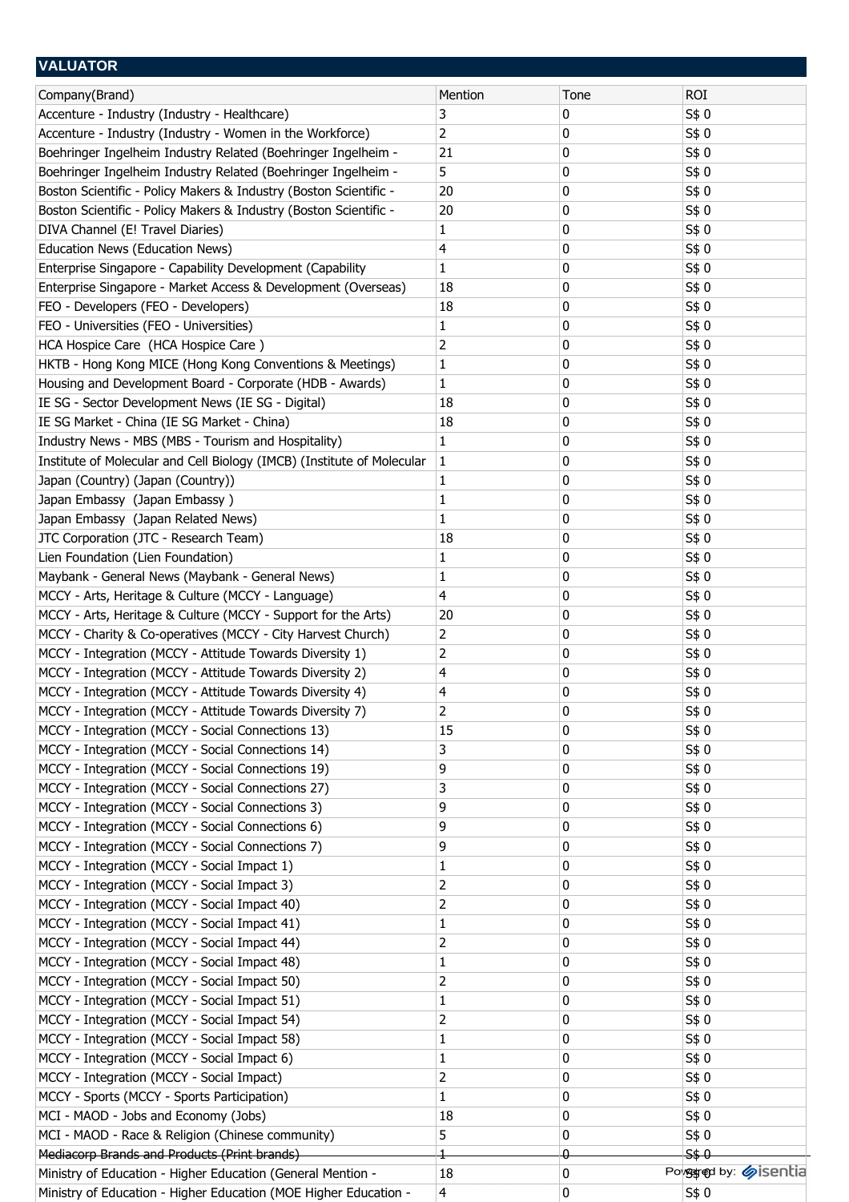## VALUATOR

| Company(Brand) | Mention | Tone | ROI |
|---|---|---|---|
| Accenture - Industry (Industry - Healthcare) | 3 | 0 | S$ 0 |
| Accenture - Industry (Industry - Women in the Workforce) | 2 | 0 | S$ 0 |
| Boehringer Ingelheim Industry Related (Boehringer Ingelheim - | 21 | 0 | S$ 0 |
| Boehringer Ingelheim Industry Related (Boehringer Ingelheim - | 5 | 0 | S$ 0 |
| Boston Scientific - Policy Makers & Industry (Boston Scientific - | 20 | 0 | S$ 0 |
| Boston Scientific - Policy Makers & Industry (Boston Scientific - | 20 | 0 | S$ 0 |
| DIVA Channel (E! Travel Diaries) | 1 | 0 | S$ 0 |
| Education News (Education News) | 4 | 0 | S$ 0 |
| Enterprise Singapore - Capability Development (Capability | 1 | 0 | S$ 0 |
| Enterprise Singapore - Market Access & Development (Overseas) | 18 | 0 | S$ 0 |
| FEO - Developers (FEO - Developers) | 18 | 0 | S$ 0 |
| FEO - Universities (FEO - Universities) | 1 | 0 | S$ 0 |
| HCA Hospice Care (HCA Hospice Care ) | 2 | 0 | S$ 0 |
| HKTB - Hong Kong MICE (Hong Kong Conventions & Meetings) | 1 | 0 | S$ 0 |
| Housing and Development Board - Corporate (HDB - Awards) | 1 | 0 | S$ 0 |
| IE SG - Sector Development News (IE SG - Digital) | 18 | 0 | S$ 0 |
| IE SG Market - China (IE SG Market - China) | 18 | 0 | S$ 0 |
| Industry News - MBS (MBS - Tourism and Hospitality) | 1 | 0 | S$ 0 |
| Institute of Molecular and Cell Biology (IMCB) (Institute of Molecular | 1 | 0 | S$ 0 |
| Japan (Country) (Japan (Country)) | 1 | 0 | S$ 0 |
| Japan Embassy (Japan Embassy ) | 1 | 0 | S$ 0 |
| Japan Embassy (Japan Related News) | 1 | 0 | S$ 0 |
| JTC Corporation (JTC - Research Team) | 18 | 0 | S$ 0 |
| Lien Foundation (Lien Foundation) | 1 | 0 | S$ 0 |
| Maybank - General News (Maybank - General News) | 1 | 0 | S$ 0 |
| MCCY - Arts, Heritage & Culture (MCCY - Language) | 4 | 0 | S$ 0 |
| MCCY - Arts, Heritage & Culture (MCCY - Support for the Arts) | 20 | 0 | S$ 0 |
| MCCY - Charity & Co-operatives (MCCY - City Harvest Church) | 2 | 0 | S$ 0 |
| MCCY - Integration (MCCY - Attitude Towards Diversity 1) | 2 | 0 | S$ 0 |
| MCCY - Integration (MCCY - Attitude Towards Diversity 2) | 4 | 0 | S$ 0 |
| MCCY - Integration (MCCY - Attitude Towards Diversity 4) | 4 | 0 | S$ 0 |
| MCCY - Integration (MCCY - Attitude Towards Diversity 7) | 2 | 0 | S$ 0 |
| MCCY - Integration (MCCY - Social Connections 13) | 15 | 0 | S$ 0 |
| MCCY - Integration (MCCY - Social Connections 14) | 3 | 0 | S$ 0 |
| MCCY - Integration (MCCY - Social Connections 19) | 9 | 0 | S$ 0 |
| MCCY - Integration (MCCY - Social Connections 27) | 3 | 0 | S$ 0 |
| MCCY - Integration (MCCY - Social Connections 3) | 9 | 0 | S$ 0 |
| MCCY - Integration (MCCY - Social Connections 6) | 9 | 0 | S$ 0 |
| MCCY - Integration (MCCY - Social Connections 7) | 9 | 0 | S$ 0 |
| MCCY - Integration (MCCY - Social Impact 1) | 1 | 0 | S$ 0 |
| MCCY - Integration (MCCY - Social Impact 3) | 2 | 0 | S$ 0 |
| MCCY - Integration (MCCY - Social Impact 40) | 2 | 0 | S$ 0 |
| MCCY - Integration (MCCY - Social Impact 41) | 1 | 0 | S$ 0 |
| MCCY - Integration (MCCY - Social Impact 44) | 2 | 0 | S$ 0 |
| MCCY - Integration (MCCY - Social Impact 48) | 1 | 0 | S$ 0 |
| MCCY - Integration (MCCY - Social Impact 50) | 2 | 0 | S$ 0 |
| MCCY - Integration (MCCY - Social Impact 51) | 1 | 0 | S$ 0 |
| MCCY - Integration (MCCY - Social Impact 54) | 2 | 0 | S$ 0 |
| MCCY - Integration (MCCY - Social Impact 58) | 1 | 0 | S$ 0 |
| MCCY - Integration (MCCY - Social Impact 6) | 1 | 0 | S$ 0 |
| MCCY - Integration (MCCY - Social Impact) | 2 | 0 | S$ 0 |
| MCCY - Sports (MCCY - Sports Participation) | 1 | 0 | S$ 0 |
| MCI - MAOD - Jobs and Economy (Jobs) | 18 | 0 | S$ 0 |
| MCI - MAOD - Race & Religion (Chinese community) | 5 | 0 | S$ 0 |
| Mediacorp Brands and Products (Print brands) | 1 | 0 | S$ 0 |
| Ministry of Education - Higher Education (General Mention - | 18 | 0 | S$ 0 |
| Ministry of Education - Higher Education (MOE Higher Education - | 4 | 0 | S$ 0 |